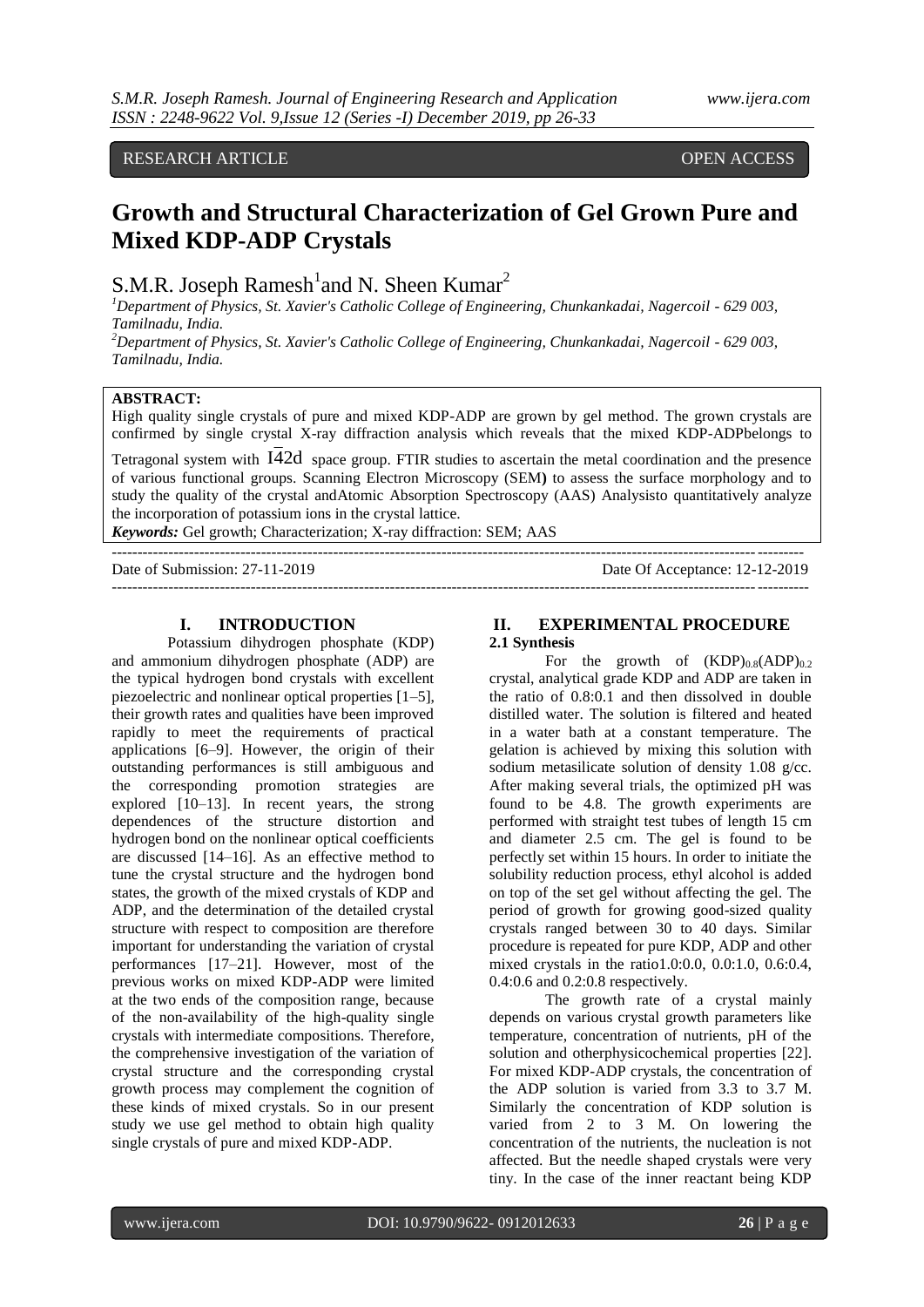RESEARCH ARTICLE OPEN ACCESS

# Growth and Structural Characterization of Gel Grown Pure and Mixed KDP-ADP Crystals

S.M.R. Joseph Ramesh[1] and N. Sheen Kumar[2]

[1]Department of Physics, St. Xavier's Catholic College of Engineering, Chunkankadai, Nagercoil - 629 003, Tamilnadu, India.

[2]Department of Physics, St. Xavier's Catholic College of Engineering, Chunkankadai, Nagercoil - 629 003, Tamilnadu, India.

**ABSTRACT:**

High quality single crystals of pure and mixed KDP-ADP are grown by gel method. The grown crystals are confirmed by single crystal X-ray diffraction analysis which reveals that the mixed KDP-ADPbelongs to Tetragonal system with $I\bar{4}2d$ space group. FTIR studies to ascertain the metal coordination and the presence of various functional groups. Scanning Electron Microscopy (SEM**)** to assess the surface morphology and to study the quality of the crystal andAtomic Absorption Spectroscopy (AAS) Analysisto quantitatively analyze the incorporation of potassium ions in the crystal lattice.

***Keywords:*** Gel growth; Characterization; X-ray diffraction: SEM; AAS

---

Date of Submission: 27-11-2019 Date Of Acceptance: 12-12-2019

---

## I. INTRODUCTION

Potassium dihydrogen phosphate (KDP) and ammonium dihydrogen phosphate (ADP) are the typical hydrogen bond crystals with excellent piezoelectric and nonlinear optical properties [1–5], their growth rates and qualities have been improved rapidly to meet the requirements of practical applications [6–9]. However, the origin of their outstanding performances is still ambiguous and the corresponding promotion strategies are explored [10–13]. In recent years, the strong dependences of the structure distortion and hydrogen bond on the nonlinear optical coefficients are discussed [14–16]. As an effective method to tune the crystal structure and the hydrogen bond states, the growth of the mixed crystals of KDP and ADP, and the determination of the detailed crystal structure with respect to composition are therefore important for understanding the variation of crystal performances [17–21]. However, most of the previous works on mixed KDP-ADP were limited at the two ends of the composition range, because of the non-availability of the high-quality single crystals with intermediate compositions. Therefore, the comprehensive investigation of the variation of crystal structure and the corresponding crystal growth process may complement the cognition of these kinds of mixed crystals. So in our present study we use gel method to obtain high quality single crystals of pure and mixed KDP-ADP.

## II. EXPERIMENTAL PROCEDURE

### 2.1 Synthesis

For the growth of $(KDP)_{0.8}(ADP)_{0.2}$ crystal, analytical grade KDP and ADP are taken in the ratio of 0.8:0.1 and then dissolved in double distilled water. The solution is filtered and heated in a water bath at a constant temperature. The gelation is achieved by mixing this solution with sodium metasilicate solution of density 1.08 g/cc. After making several trials, the optimized pH was found to be 4.8. The growth experiments are performed with straight test tubes of length 15 cm and diameter 2.5 cm. The gel is found to be perfectly set within 15 hours. In order to initiate the solubility reduction process, ethyl alcohol is added on top of the set gel without affecting the gel. The period of growth for growing good-sized quality crystals ranged between 30 to 40 days. Similar procedure is repeated for pure KDP, ADP and other mixed crystals in the ratio1.0:0.0, 0.0:1.0, 0.6:0.4, 0.4:0.6 and 0.2:0.8 respectively.

The growth rate of a crystal mainly depends on various crystal growth parameters like temperature, concentration of nutrients, pH of the solution and otherphysicochemical properties [22]. For mixed KDP-ADP crystals, the concentration of the ADP solution is varied from 3.3 to 3.7 M. Similarly the concentration of KDP solution is varied from 2 to 3 M. On lowering the concentration of the nutrients, the nucleation is not affected. But the needle shaped crystals were very tiny. In the case of the inner reactant being KDP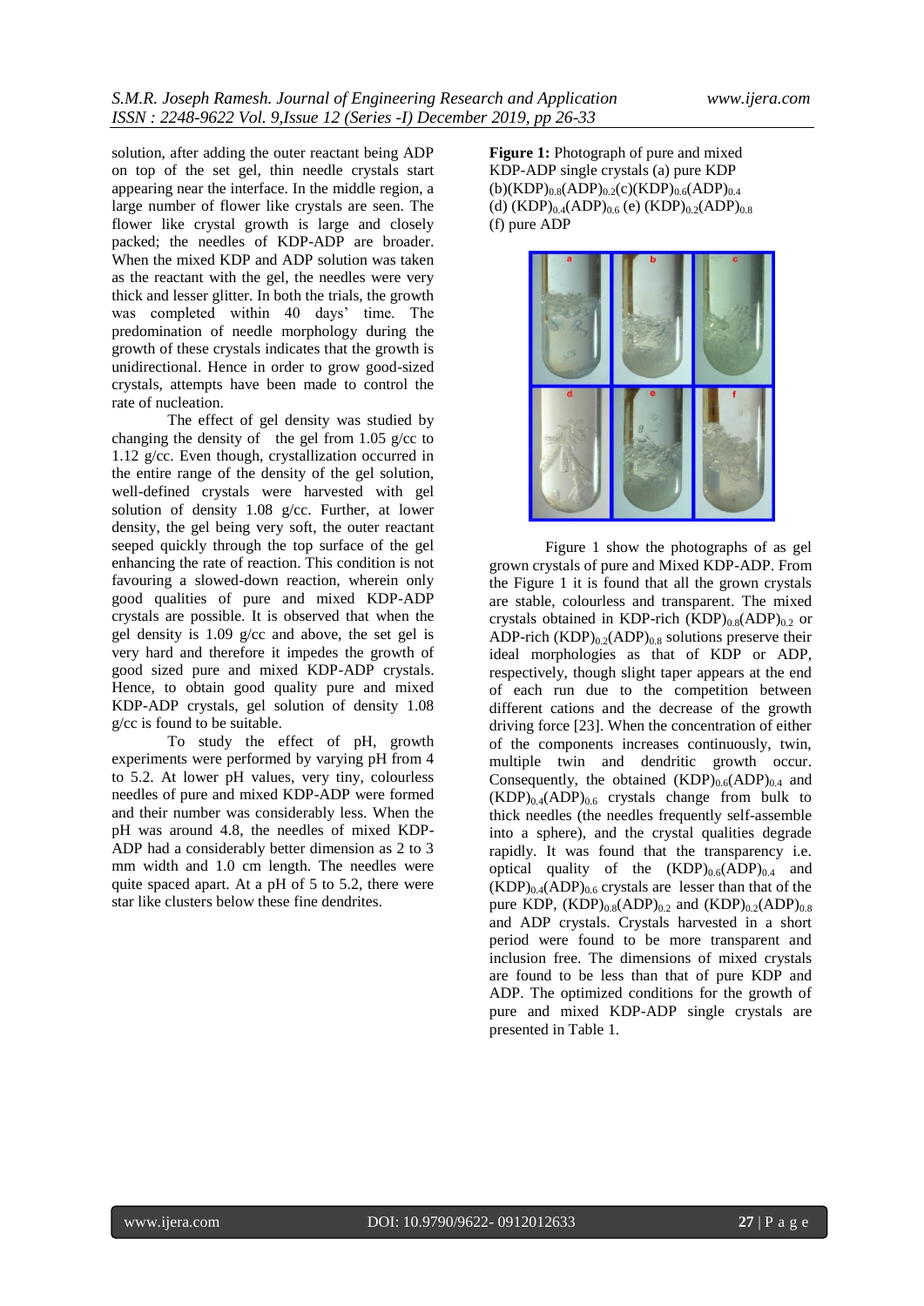solution, after adding the outer reactant being ADP on top of the set gel, thin needle crystals start appearing near the interface. In the middle region, a large number of flower like crystals are seen. The flower like crystal growth is large and closely packed; the needles of KDP-ADP are broader. When the mixed KDP and ADP solution was taken as the reactant with the gel, the needles were very thick and lesser glitter. In both the trials, the growth was completed within 40 days' time. The predomination of needle morphology during the growth of these crystals indicates that the growth is unidirectional. Hence in order to grow good-sized crystals, attempts have been made to control the rate of nucleation.

The effect of gel density was studied by changing the density of the gel from 1.05 g/cc to 1.12 g/cc. Even though, crystallization occurred in the entire range of the density of the gel solution, well-defined crystals were harvested with gel solution of density 1.08 g/cc. Further, at lower density, the gel being very soft, the outer reactant seeped quickly through the top surface of the gel enhancing the rate of reaction. This condition is not favouring a slowed-down reaction, wherein only good qualities of pure and mixed KDP-ADP crystals are possible. It is observed that when the gel density is 1.09 g/cc and above, the set gel is very hard and therefore it impedes the growth of good sized pure and mixed KDP-ADP crystals. Hence, to obtain good quality pure and mixed KDP-ADP crystals, gel solution of density 1.08 g/cc is found to be suitable.

To study the effect of pH, growth experiments were performed by varying pH from 4 to 5.2. At lower pH values, very tiny, colourless needles of pure and mixed KDP-ADP were formed and their number was considerably less. When the pH was around 4.8, the needles of mixed KDP-ADP had a considerably better dimension as 2 to 3 mm width and 1.0 cm length. The needles were quite spaced apart. At a pH of 5 to 5.2, there were star like clusters below these fine dendrites.

**Figure 1:** Photograph of pure and mixed KDP-ADP single crystals (a) pure KDP (b)$(KDP)_{0.8}(ADP)_{0.2}$(c)$(KDP)_{0.6}(ADP)_{0.4}$ (d) $(KDP)_{0.4}(ADP)_{0.6}$ (e) $(KDP)_{0.2}(ADP)_{0.8}$ (f) pure ADP

Figure 1 show the photographs of as gel grown crystals of pure and Mixed KDP-ADP. From the Figure 1 it is found that all the grown crystals are stable, colourless and transparent. The mixed crystals obtained in KDP-rich $(KDP)_{0.8}(ADP)_{0.2}$ or ADP-rich $(KDP)_{0.2}(ADP)_{0.8}$ solutions preserve their ideal morphologies as that of KDP or ADP, respectively, though slight taper appears at the end of each run due to the competition between different cations and the decrease of the growth driving force [23]. When the concentration of either of the components increases continuously, twin, multiple twin and dendritic growth occur. Consequently, the obtained $(KDP)_{0.6}(ADP)_{0.4}$ and $(KDP)_{0.4}(ADP)_{0.6}$ crystals change from bulk to thick needles (the needles frequently self-assemble into a sphere), and the crystal qualities degrade rapidly. It was found that the transparency i.e. optical quality of the $(KDP)_{0.6}(ADP)_{0.4}$ and $(KDP)_{0.4}(ADP)_{0.6}$ crystals are lesser than that of the pure KDP, $(KDP)_{0.8}(ADP)_{0.2}$ and $(KDP)_{0.2}(ADP)_{0.8}$ and ADP crystals. Crystals harvested in a short period were found to be more transparent and inclusion free. The dimensions of mixed crystals are found to be less than that of pure KDP and ADP. The optimized conditions for the growth of pure and mixed KDP-ADP single crystals are presented in Table 1.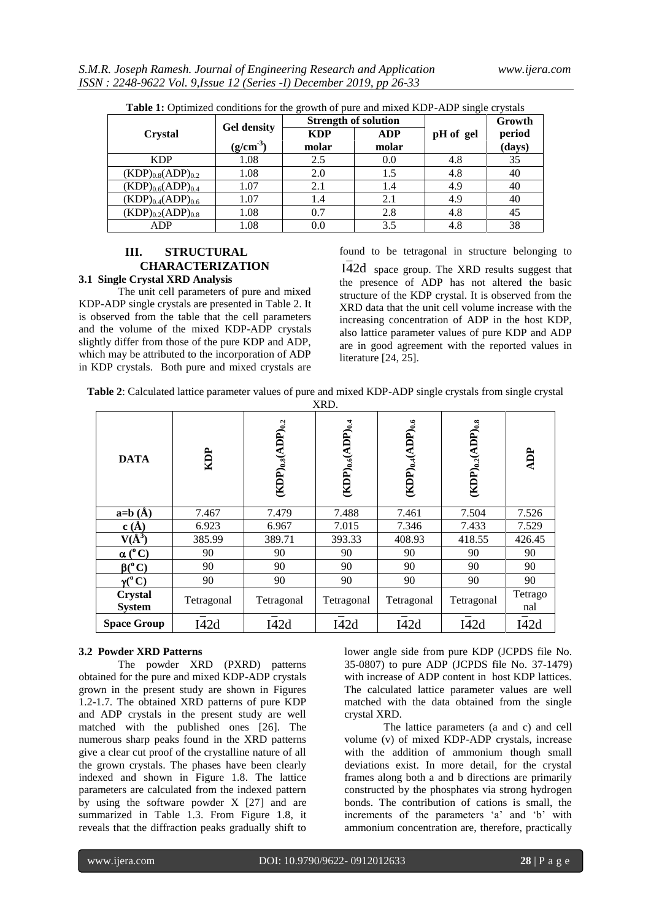**Table 1:** Optimized conditions for the growth of pure and mixed KDP-ADP single crystals

| Crystal | Gel density ($g/cm^{-3}$) | Strength of solution | | pH of gel | Growth period (days) |
|---|---|---|---|---|---|
| | | KDP molar | ADP molar | | |
| KDP | 1.08 | 2.5 | 0.0 | 4.8 | 35 |
| $(KDP)_{0.8}(ADP)_{0.2}$ | 1.08 | 2.0 | 1.5 | 4.8 | 40 |
| $(KDP)_{0.6}(ADP)_{0.4}$ | 1.07 | 2.1 | 1.4 | 4.9 | 40 |
| $(KDP)_{0.4}(ADP)_{0.6}$ | 1.07 | 1.4 | 2.1 | 4.9 | 40 |
| $(KDP)_{0.2}(ADP)_{0.8}$ | 1.08 | 0.7 | 2.8 | 4.8 | 45 |
| ADP | 1.08 | 0.0 | 3.5 | 4.8 | 38 |

## III. STRUCTURAL CHARACTERIZATION

### 3.1 Single Crystal XRD Analysis

The unit cell parameters of pure and mixed KDP-ADP single crystals are presented in Table 2. It is observed from the table that the cell parameters and the volume of the mixed KDP-ADP crystals slightly differ from those of the pure KDP and ADP, which may be attributed to the incorporation of ADP in KDP crystals. Both pure and mixed crystals are found to be tetragonal in structure belonging to $I\bar{4}2d$ space group. The XRD results suggest that the presence of ADP has not altered the basic structure of the KDP crystal. It is observed from the XRD data that the unit cell volume increase with the increasing concentration of ADP in the host KDP, also lattice parameter values of pure KDP and ADP are in good agreement with the reported values in literature [24, 25].

**Table 2**: Calculated lattice parameter values of pure and mixed KDP-ADP single crystals from single crystal XRD.

| DATA | KDP | $(KDP)_{0.8}(ADP)_{0.2}$ | $(KDP)_{0.6}(ADP)_{0.4}$ | $(KDP)_{0.4}(ADP)_{0.6}$ | $(KDP)_{0.2}(ADP)_{0.8}$ | ADP |
|---|---|---|---|---|---|---|
| a=b (Å) | 7.467 | 7.479 | 7.488 | 7.461 | 7.504 | 7.526 |
| c (Å) | 6.923 | 6.967 | 7.015 | 7.346 | 7.433 | 7.529 |
| V($Å^3$) | 385.99 | 389.71 | 393.33 | 408.93 | 418.55 | 426.45 |
| $\alpha$ (°C) | 90 | 90 | 90 | 90 | 90 | 90 |
| $\beta$(°C) | 90 | 90 | 90 | 90 | 90 | 90 |
| $\gamma$(°C) | 90 | 90 | 90 | 90 | 90 | 90 |
| Crystal System | Tetragonal | Tetragonal | Tetragonal | Tetragonal | Tetragonal | Tetragonal |
| Space Group | $I\bar{4}2d$ | $I\bar{4}2d$ | $I\bar{4}2d$ | $I\bar{4}2d$ | $I\bar{4}2d$ | $I\bar{4}2d$ |

### 3.2 Powder XRD Patterns

The powder XRD (PXRD) patterns obtained for the pure and mixed KDP-ADP crystals grown in the present study are shown in Figures 1.2-1.7. The obtained XRD patterns of pure KDP and ADP crystals in the present study are well matched with the published ones [26]. The numerous sharp peaks found in the XRD patterns give a clear cut proof of the crystalline nature of all the grown crystals. The phases have been clearly indexed and shown in Figure 1.8. The lattice parameters are calculated from the indexed pattern by using the software powder X [27] and are summarized in Table 1.3. From Figure 1.8, it reveals that the diffraction peaks gradually shift to lower angle side from pure KDP (JCPDS file No. 35-0807) to pure ADP (JCPDS file No. 37-1479) with increase of ADP content in host KDP lattices. The calculated lattice parameter values are well matched with the data obtained from the single crystal XRD.

The lattice parameters (a and c) and cell volume (v) of mixed KDP-ADP crystals, increase with the addition of ammonium though small deviations exist. In more detail, for the crystal frames along both a and b directions are primarily constructed by the phosphates via strong hydrogen bonds. The contribution of cations is small, the increments of the parameters 'a' and 'b' with ammonium concentration are, therefore, practically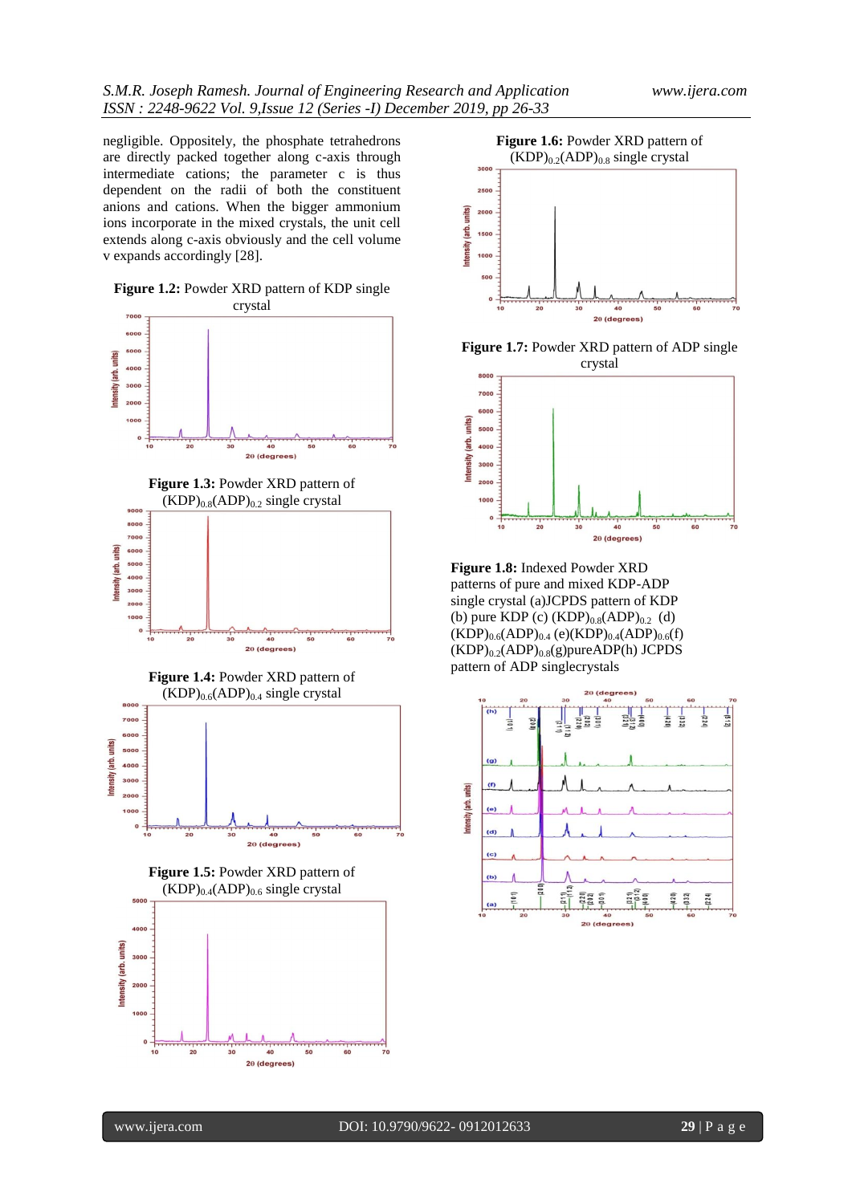negligible. Oppositely, the phosphate tetrahedrons are directly packed together along c-axis through intermediate cations; the parameter c is thus dependent on the radii of both the constituent anions and cations. When the bigger ammonium ions incorporate in the mixed crystals, the unit cell extends along c-axis obviously and the cell volume v expands accordingly [28].

**Figure 1.2:** Powder XRD pattern of KDP single crystal

**Figure 1.3:** Powder XRD pattern of $(KDP)_{0.8}(ADP)_{0.2}$ single crystal

**Figure 1.4:** Powder XRD pattern of $(KDP)_{0.6}(ADP)_{0.4}$ single crystal

**Figure 1.5:** Powder XRD pattern of $(KDP)_{0.4}(ADP)_{0.6}$ single crystal

**Figure 1.6:** Powder XRD pattern of $(KDP)_{0.2}(ADP)_{0.8}$ single crystal

**Figure 1.7:** Powder XRD pattern of ADP single crystal

**Figure 1.8:** Indexed Powder XRD patterns of pure and mixed KDP-ADP single crystal (a)JCPDS pattern of KDP (b) pure KDP (c) $(KDP)_{0.8}(ADP)_{0.2}$ (d) $(KDP)_{0.6}(ADP)_{0.4}$ (e)$(KDP)_{0.4}(ADP)_{0.6}$(f) $(KDP)_{0.2}(ADP)_{0.8}$(g)pureADP(h) JCPDS pattern of ADP singlecrystals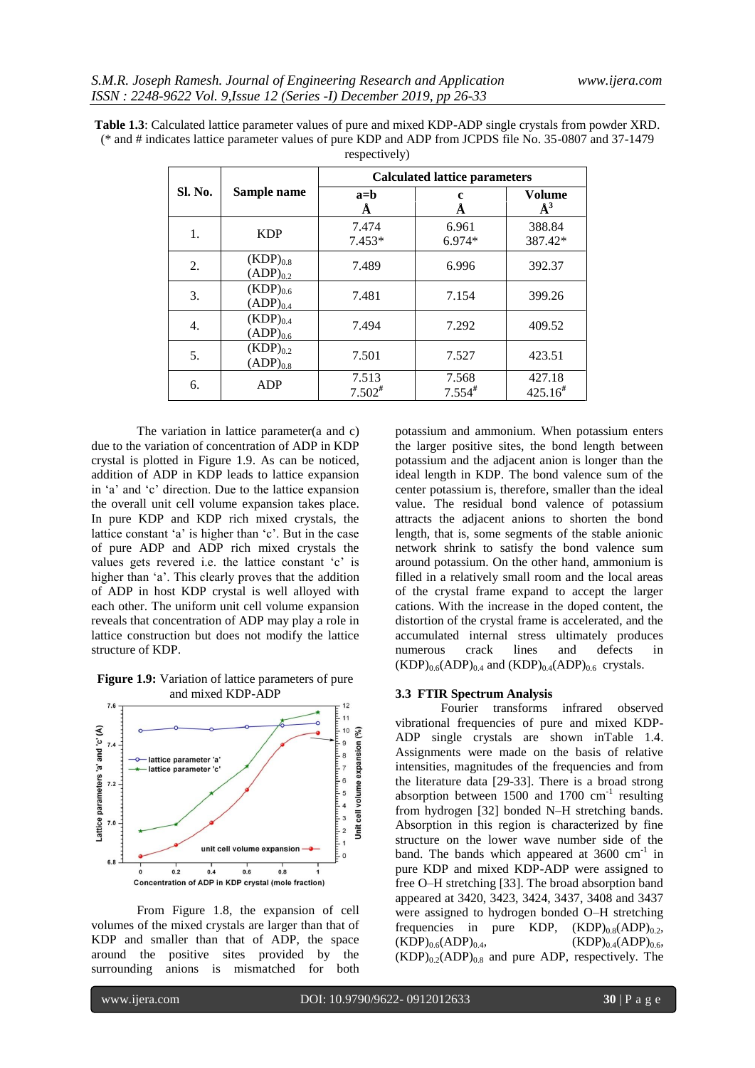**Table 1.3**: Calculated lattice parameter values of pure and mixed KDP-ADP single crystals from powder XRD. (* and # indicates lattice parameter values of pure KDP and ADP from JCPDS file No. 35-0807 and 37-1479 respectively)

| Sl. No. | Sample name | Calculated lattice parameters | | |
|---|---|---|---|---|
| | | a=b Å | c Å | Volume $Å^3$ |
| 1. | KDP | 7.474 7.453* | 6.961 6.974* | 388.84 387.42* |
| 2. | $(KDP)_{0.8}(ADP)_{0.2}$ | 7.489 | 6.996 | 392.37 |
| 3. | $(KDP)_{0.6}(ADP)_{0.4}$ | 7.481 | 7.154 | 399.26 |
| 4. | $(KDP)_{0.4}(ADP)_{0.6}$ | 7.494 | 7.292 | 409.52 |
| 5. | $(KDP)_{0.2}(ADP)_{0.8}$ | 7.501 | 7.527 | 423.51 |
| 6. | ADP | 7.513 7.502# | 7.568 7.554# | 427.18 425.16# |

The variation in lattice parameter(a and c) due to the variation of concentration of ADP in KDP crystal is plotted in Figure 1.9. As can be noticed, addition of ADP in KDP leads to lattice expansion in 'a' and 'c' direction. Due to the lattice expansion the overall unit cell volume expansion takes place. In pure KDP and KDP rich mixed crystals, the lattice constant 'a' is higher than 'c'. But in the case of pure ADP and ADP rich mixed crystals the values gets revered i.e. the lattice constant 'c' is higher than 'a'. This clearly proves that the addition of ADP in host KDP crystal is well alloyed with each other. The uniform unit cell volume expansion reveals that concentration of ADP may play a role in lattice construction but does not modify the lattice structure of KDP.

**Figure 1.9:** Variation of lattice parameters of pure and mixed KDP-ADP

From Figure 1.8, the expansion of cell volumes of the mixed crystals are larger than that of KDP and smaller than that of ADP, the space around the positive sites provided by the surrounding anions is mismatched for both potassium and ammonium. When potassium enters the larger positive sites, the bond length between potassium and the adjacent anion is longer than the ideal length in KDP. The bond valence sum of the center potassium is, therefore, smaller than the ideal value. The residual bond valence of potassium attracts the adjacent anions to shorten the bond length, that is, some segments of the stable anionic network shrink to satisfy the bond valence sum around potassium. On the other hand, ammonium is filled in a relatively small room and the local areas of the crystal frame expand to accept the larger cations. With the increase in the doped content, the distortion of the crystal frame is accelerated, and the accumulated internal stress ultimately produces numerous crack lines and defects in $(KDP)_{0.6}(ADP)_{0.4}$ and $(KDP)_{0.4}(ADP)_{0.6}$ crystals.

### 3.3 FTIR Spectrum Analysis

Fourier transforms infrared observed vibrational frequencies of pure and mixed KDP-ADP single crystals are shown inTable 1.4. Assignments were made on the basis of relative intensities, magnitudes of the frequencies and from the literature data [29-33]. There is a broad strong absorption between 1500 and 1700 $cm^{-1}$ resulting from hydrogen [32] bonded N–H stretching bands. Absorption in this region is characterized by fine structure on the lower wave number side of the band. The bands which appeared at 3600 $cm^{-1}$ in pure KDP and mixed KDP-ADP were assigned to free O–H stretching [33]. The broad absorption band appeared at 3420, 3423, 3424, 3437, 3408 and 3437 were assigned to hydrogen bonded O–H stretching frequencies in pure KDP, $(KDP)_{0.8}(ADP)_{0.2}$, $(KDP)_{0.6}(ADP)_{0.4}$, $(KDP)_{0.4}(ADP)_{0.6}$, $(KDP)_{0.2}(ADP)_{0.8}$ and pure ADP, respectively. The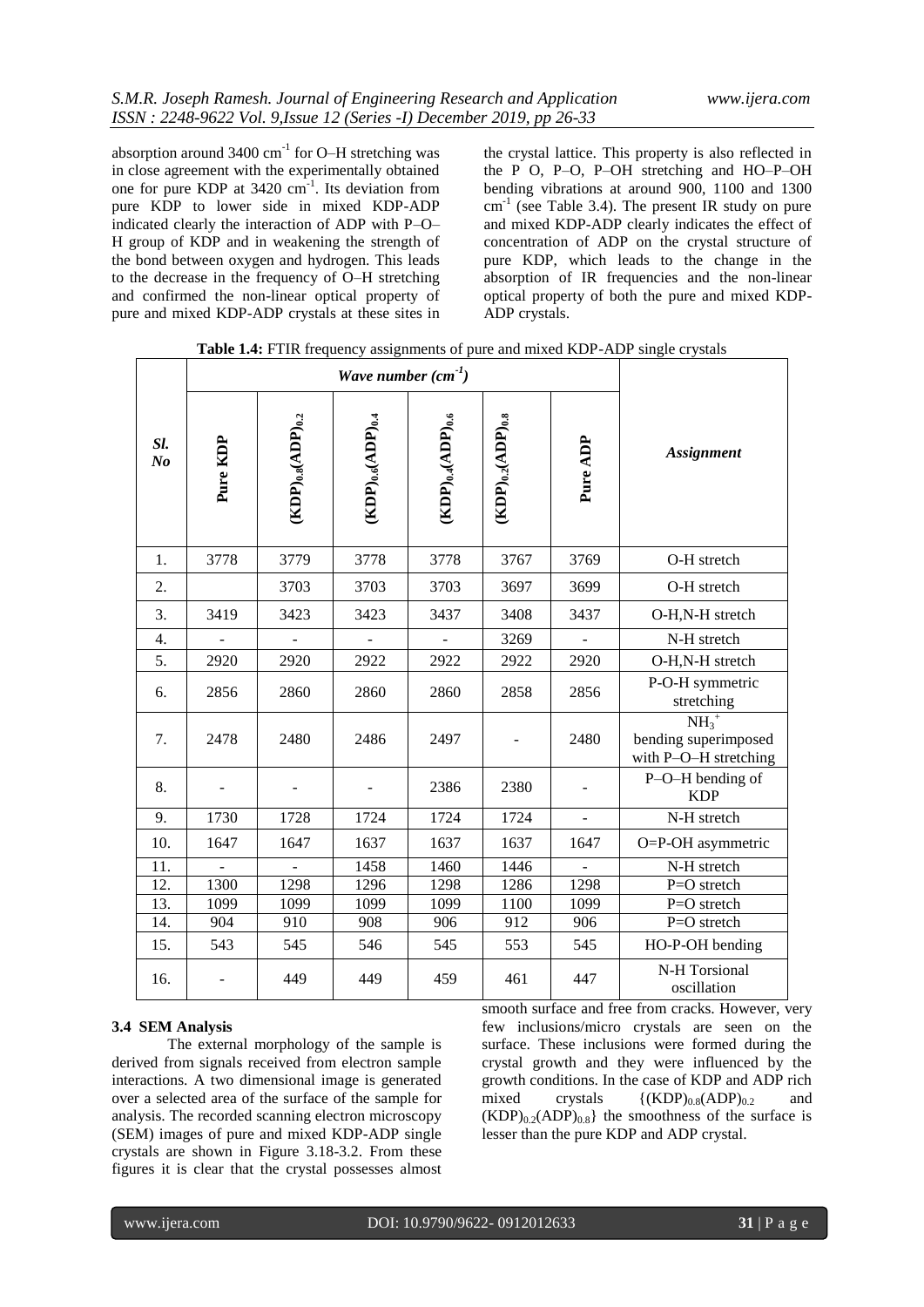absorption around 3400 $cm^{-1}$ for O–H stretching was in close agreement with the experimentally obtained one for pure KDP at 3420 $cm^{-1}$. Its deviation from pure KDP to lower side in mixed KDP-ADP indicated clearly the interaction of ADP with P–O–H group of KDP and in weakening the strength of the bond between oxygen and hydrogen. This leads to the decrease in the frequency of O–H stretching and confirmed the non-linear optical property of pure and mixed KDP-ADP crystals at these sites in the crystal lattice. This property is also reflected in the P O, P–O, P–OH stretching and HO–P–OH bending vibrations at around 900, 1100 and 1300 $cm^{-1}$ (see Table 3.4). The present IR study on pure and mixed KDP-ADP clearly indicates the effect of concentration of ADP on the crystal structure of pure KDP, which leads to the change in the absorption of IR frequencies and the non-linear optical property of both the pure and mixed KDP-ADP crystals.

**Table 1.4:** FTIR frequency assignments of pure and mixed KDP-ADP single crystals

| Sl. No | Wave number ($cm^{-1}$) | | | | | | Assignment |
|---|---|---|---|---|---|---|---|
| | Pure KDP | $(KDP)_{0.8}(ADP)_{0.2}$ | $(KDP)_{0.6}(ADP)_{0.4}$ | $(KDP)_{0.4}(ADP)_{0.6}$ | $(KDP)_{0.2}(ADP)_{0.8}$ | Pure ADP | |
| 1. | 3778 | 3779 | 3778 | 3778 | 3767 | 3769 | O-H stretch |
| 2. | | 3703 | 3703 | 3703 | 3697 | 3699 | O-H stretch |
| 3. | 3419 | 3423 | 3423 | 3437 | 3408 | 3437 | O-H,N-H stretch |
| 4. | - | - | - | - | 3269 | - | N-H stretch |
| 5. | 2920 | 2920 | 2922 | 2922 | 2922 | 2920 | O-H,N-H stretch |
| 6. | 2856 | 2860 | 2860 | 2860 | 2858 | 2856 | P-O-H symmetric stretching |
| 7. | 2478 | 2480 | 2486 | 2497 | - | 2480 | $NH_3^+$ bending superimposed with P–O–H stretching |
| 8. | - | - | - | 2386 | 2380 | - | P–O–H bending of KDP |
| 9. | 1730 | 1728 | 1724 | 1724 | 1724 | - | N-H stretch |
| 10. | 1647 | 1647 | 1637 | 1637 | 1637 | 1647 | O=P-OH asymmetric |
| 11. | - | - | 1458 | 1460 | 1446 | - | N-H stretch |
| 12. | 1300 | 1298 | 1296 | 1298 | 1286 | 1298 | P=O stretch |
| 13. | 1099 | 1099 | 1099 | 1099 | 1100 | 1099 | P=O stretch |
| 14. | 904 | 910 | 908 | 906 | 912 | 906 | P=O stretch |
| 15. | 543 | 545 | 546 | 545 | 553 | 545 | HO-P-OH bending |
| 16. | - | 449 | 449 | 459 | 461 | 447 | N-H Torsional oscillation |

### 3.4 SEM Analysis

The external morphology of the sample is derived from signals received from electron sample interactions. A two dimensional image is generated over a selected area of the surface of the sample for analysis. The recorded scanning electron microscopy (SEM) images of pure and mixed KDP-ADP single crystals are shown in Figure 3.18-3.2. From these figures it is clear that the crystal possesses almost smooth surface and free from cracks. However, very few inclusions/micro crystals are seen on the surface. These inclusions were formed during the crystal growth and they were influenced by the growth conditions. In the case of KDP and ADP rich mixed crystals $\{(KDP)_{0.8}(ADP)_{0.2}$ and $(KDP)_{0.2}(ADP)_{0.8}\}$ the smoothness of the surface is lesser than the pure KDP and ADP crystal.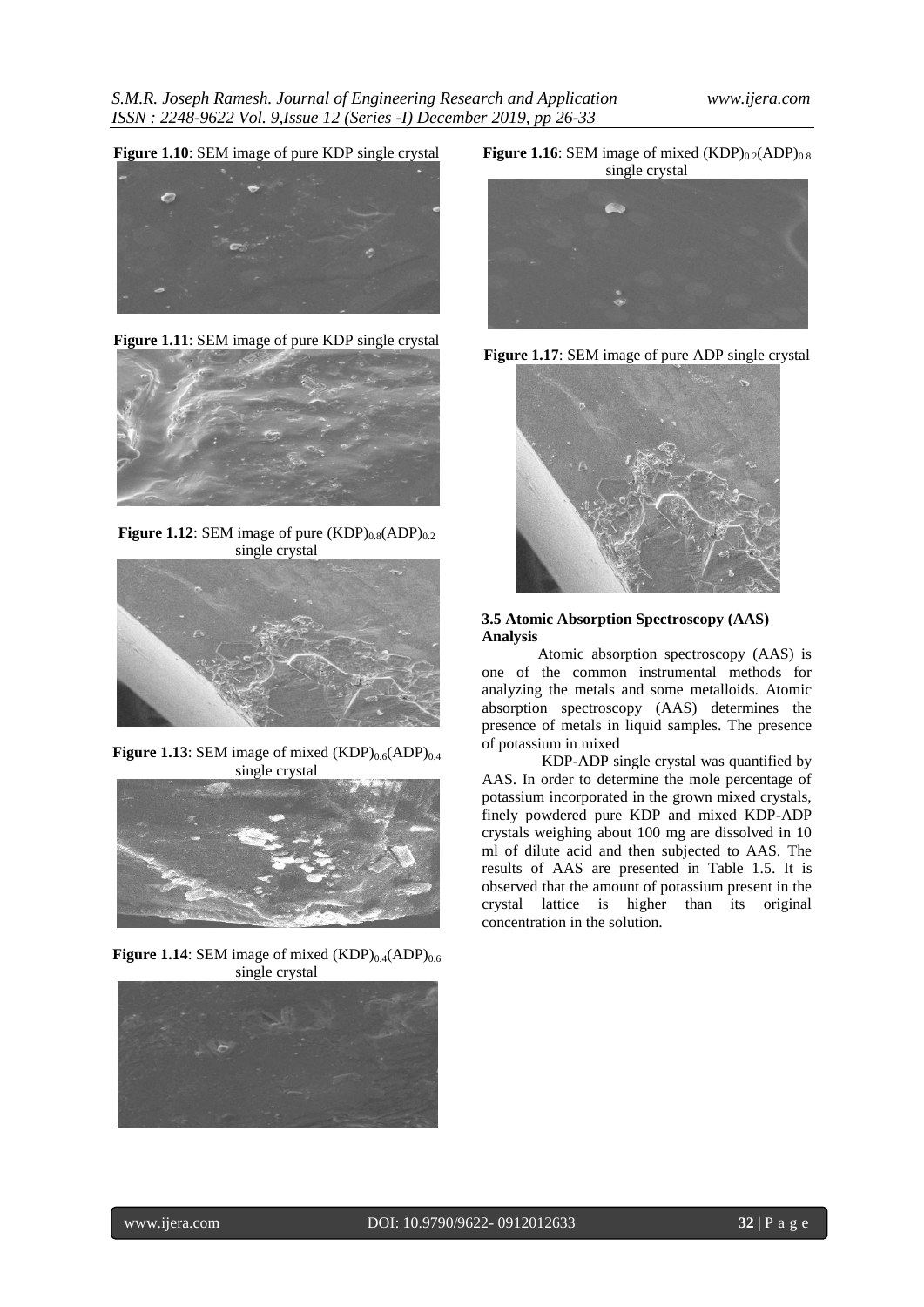**Figure 1.10**: SEM image of pure KDP single crystal

**Figure 1.11**: SEM image of pure KDP single crystal

**Figure 1.12**: SEM image of pure $(KDP)_{0.8}(ADP)_{0.2}$ single crystal

**Figure 1.13**: SEM image of mixed $(KDP)_{0.6}(ADP)_{0.4}$ single crystal

**Figure 1.14**: SEM image of mixed $(KDP)_{0.4}(ADP)_{0.6}$ single crystal

**Figure 1.16**: SEM image of mixed $(KDP)_{0.2}(ADP)_{0.8}$ single crystal

**Figure 1.17**: SEM image of pure ADP single crystal

### 3.5 Atomic Absorption Spectroscopy (AAS) Analysis

Atomic absorption spectroscopy (AAS) is one of the common instrumental methods for analyzing the metals and some metalloids. Atomic absorption spectroscopy (AAS) determines the presence of metals in liquid samples. The presence of potassium in mixed

KDP-ADP single crystal was quantified by AAS. In order to determine the mole percentage of potassium incorporated in the grown mixed crystals, finely powdered pure KDP and mixed KDP-ADP crystals weighing about 100 mg are dissolved in 10 ml of dilute acid and then subjected to AAS. The results of AAS are presented in Table 1.5. It is observed that the amount of potassium present in the crystal lattice is higher than its original concentration in the solution.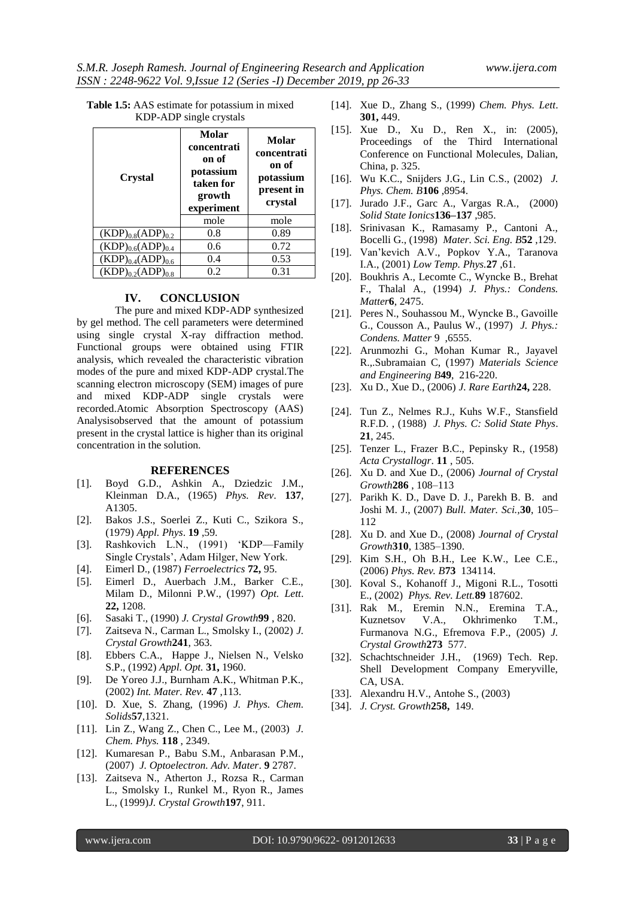**Table 1.5:** AAS estimate for potassium in mixed KDP-ADP single crystals

| Crystal | Molar concentration of potassium taken for growth experiment | Molar concentration of potassium present in crystal |
|---|---|---|
| | mole | mole |
| $(KDP)_{0.8}(ADP)_{0.2}$ | 0.8 | 0.89 |
| $(KDP)_{0.6}(ADP)_{0.4}$ | 0.6 | 0.72 |
| $(KDP)_{0.4}(ADP)_{0.6}$ | 0.4 | 0.53 |
| $(KDP)_{0.2}(ADP)_{0.8}$ | 0.2 | 0.31 |

## IV. CONCLUSION

The pure and mixed KDP-ADP synthesized by gel method. The cell parameters were determined using single crystal X-ray diffraction method. Functional groups were obtained using FTIR analysis, which revealed the characteristic vibration modes of the pure and mixed KDP-ADP crystal.The scanning electron microscopy (SEM) images of pure and mixed KDP-ADP single crystals were recorded.Atomic Absorption Spectroscopy (AAS) Analysisobserved that the amount of potassium present in the crystal lattice is higher than its original concentration in the solution.

## REFERENCES

[1]. Boyd G.D., Ashkin A., Dziedzic J.M., Kleinman D.A., (1965) *Phys. Rev*. **137**, A1305.

[2]. Bakos J.S., Soerlei Z., Kuti C., Szikora S., (1979) *Appl. Phys*. **19** ,59.

[3]. Rashkovich L.N., (1991) 'KDP—Family Single Crystals', Adam Hilger, New York.

[4]. Eimerl D., (1987) *Ferroelectrics* **72,** 95.

[5]. Eimerl D., Auerbach J.M., Barker C.E., Milam D., Milonni P.W., (1997) *Opt. Lett*. **22,** 1208.

[6]. Sasaki T., (1990) *J. Crystal Growth***99** , 820.

[7]. Zaitseva N., Carman L., Smolsky I., (2002) *J. Crystal Growth***241**, 363.

[8]. Ebbers C.A., Happe J., Nielsen N., Velsko S.P., (1992) *Appl. Opt.* **31,** 1960.

[9]. De Yoreo J.J., Burnham A.K., Whitman P.K., (2002) *Int. Mater. Rev*. **47** ,113.

[10]. D. Xue, S. Zhang, (1996) *J. Phys. Chem. Solids***57**,1321.

[11]. Lin Z., Wang Z., Chen C., Lee M., (2003) *J. Chem. Phys.* **118** , 2349.

[12]. Kumaresan P., Babu S.M., Anbarasan P.M., (2007) *J. Optoelectron. Adv. Mater*. **9** 2787.

[13]. Zaitseva N., Atherton J., Rozsa R., Carman L., Smolsky I., Runkel M., Ryon R., James L., (1999)*J. Crystal Growth***197**, 911.

[14]. Xue D., Zhang S., (1999) *Chem. Phys. Lett*. **301,** 449.

[15]. Xue D., Xu D., Ren X., in: (2005), Proceedings of the Third International Conference on Functional Molecules, Dalian, China, p. 325.

[16]. Wu K.C., Snijders J.G., Lin C.S., (2002) *J. Phys. Chem. B***106** ,8954.

[17]. Jurado J.F., Garc A., Vargas R.A., (2000) *Solid State Ionics***136–137** ,985.

[18]. Srinivasan K., Ramasamy P., Cantoni A., Bocelli G., (1998) *Mater. Sci. Eng. B***52** ,129.

[19]. Van'kevich A.V., Popkov Y.A., Taranova I.A., (2001) *Low Temp. Phys.***27** ,61.

[20]. Boukhris A., Lecomte C., Wyncke B., Brehat F., Thalal A., (1994) *J. Phys.: Condens. Matter***6**, 2475.

[21]. Peres N., Souhassou M., Wyncke B., Gavoille G., Cousson A., Paulus W., (1997) *J. Phys.: Condens. Matter* 9 ,6555.

[22]. Arunmozhi G., Mohan Kumar R., Jayavel R.,.Subramaian C, (1997) *Materials Science and Engineering B***49**, 216-220.

[23]. Xu D., Xue D., (2006) *J. Rare Earth***24,** 228.

[24]. Tun Z., Nelmes R.J., Kuhs W.F., Stansfield R.F.D. , (1988) *J. Phys. C: Solid State Phys*. **21**, 245.

[25]. Tenzer L., Frazer B.C., Pepinsky R., (1958) *Acta Crystallogr*. **11** , 505.

[26]. Xu D. and Xue D., (2006) *Journal of Crystal Growth***286** , 108–113

[27]. Parikh K. D., Dave D. J., Parekh B. B. and Joshi M. J., (2007) *Bull. Mater. Sci.*,**30**, 105–112

[28]. Xu D. and Xue D., (2008) *Journal of Crystal Growth***310**, 1385–1390.

[29]. Kim S.H., Oh B.H., Lee K.W., Lee C.E., (2006) *Phys. Rev. B***73** 134114.

[30]. Koval S., Kohanoff J., Migoni R.L., Tosotti E., (2002) *Phys. Rev. Lett.***89** 187602.

[31]. Rak M., Eremin N.N., Eremina T.A., Kuznetsov V.A., Okhrimenko T.M., Furmanova N.G., Efremova F.P., (2005) *J. Crystal Growth***273** 577.

[32]. Schachtschneider J.H., (1969) Tech. Rep. Shell Development Company Emeryville, CA, USA.

[33]. Alexandru H.V., Antohe S., (2003)

[34]. *J. Cryst. Growth***258,** 149.